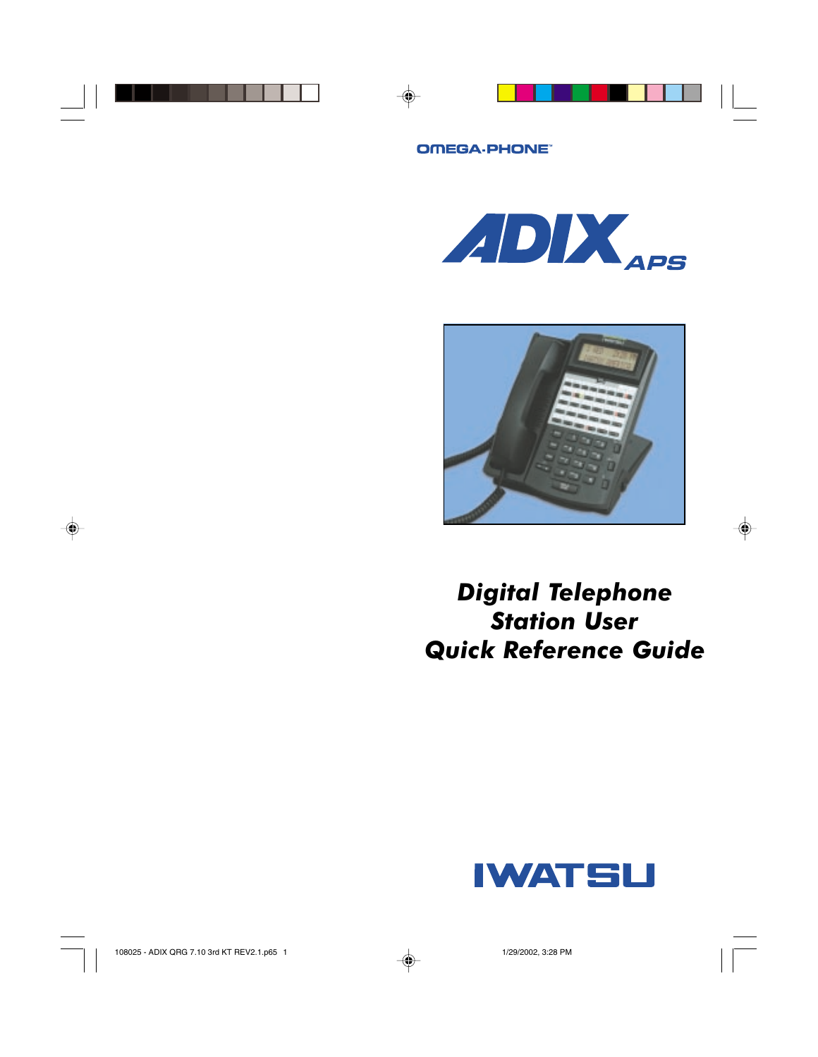OMEGA-PHONE™

# ADIX APS

# *Digital Telephone Station User Quick Reference Guide*

IWATSU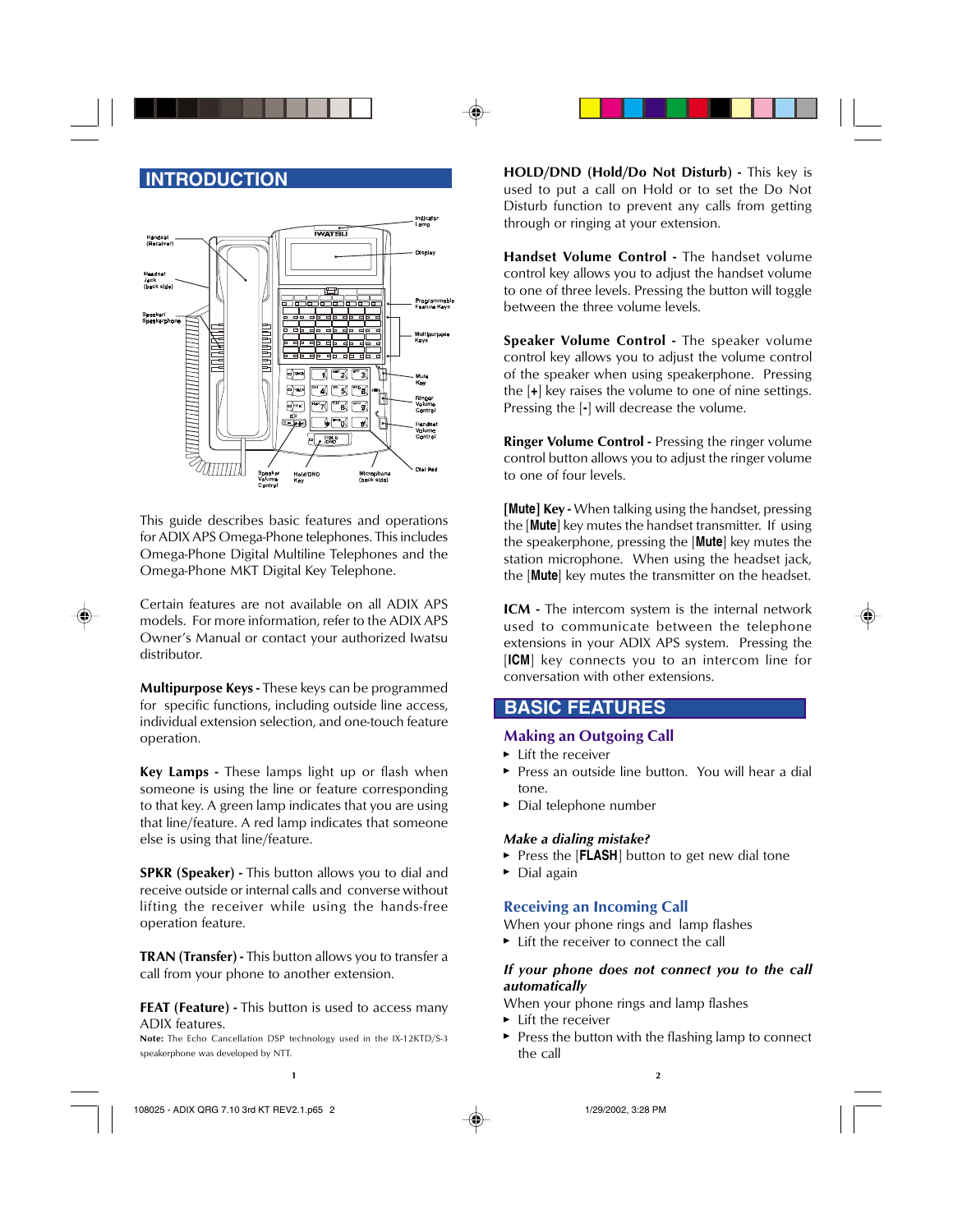## INTRODUCTION

This guide describes basic features and operations for ADIX APS Omega-Phone telephones. This includes Omega-Phone Digital Multiline Telephones and the Omega-Phone MKT Digital Key Telephone.

Certain features are not available on all ADIX APS models. For more information, refer to the ADIX APS Owner's Manual or contact your authorized Iwatsu distributor.

**Multipurpose Keys -** These keys can be programmed for specific functions, including outside line access, individual extension selection, and one-touch feature operation.

**Key Lamps -** These lamps light up or flash when someone is using the line or feature corresponding to that key. A green lamp indicates that you are using that line/feature. A red lamp indicates that someone else is using that line/feature.

**SPKR (Speaker) -** This button allows you to dial and receive outside or internal calls and converse without lifting the receiver while using the hands-free operation feature.

**TRAN (Transfer) -** This button allows you to transfer a call from your phone to another extension.

**FEAT (Feature) -** This button is used to access many ADIX features.

**Note:** The Echo Cancellation DSP technology used in the IX-12KTD/S-3 speakerphone was developed by NTT.

**HOLD/DND (Hold/Do Not Disturb) -** This key is used to put a call on Hold or to set the Do Not Disturb function to prevent any calls from getting through or ringing at your extension.

**Handset Volume Control -** The handset volume control key allows you to adjust the handset volume to one of three levels. Pressing the button will toggle between the three volume levels.

**Speaker Volume Control -** The speaker volume control key allows you to adjust the volume control of the speaker when using speakerphone. Pressing the [+] key raises the volume to one of nine settings. Pressing the [-] will decrease the volume.

**Ringer Volume Control -** Pressing the ringer volume control button allows you to adjust the ringer volume to one of four levels.

**[Mute] Key -** When talking using the handset, pressing the [Mute] key mutes the handset transmitter. If using the speakerphone, pressing the [Mute] key mutes the station microphone. When using the headset jack, the [Mute] key mutes the transmitter on the headset.

**ICM -** The intercom system is the internal network used to communicate between the telephone extensions in your ADIX APS system. Pressing the [ICM] key connects you to an intercom line for conversation with other extensions.

## BASIC FEATURES

### Making an Outgoing Call

- Lift the receiver
- Press an outside line button. You will hear a dial tone.
- Dial telephone number

***Make a dialing mistake?***

- Press the [FLASH] button to get new dial tone
- Dial again

### Receiving an Incoming Call

When your phone rings and lamp flashes

- Lift the receiver to connect the call

***If your phone does not connect you to the call automatically***

When your phone rings and lamp flashes

- Lift the receiver
- Press the button with the flashing lamp to connect the call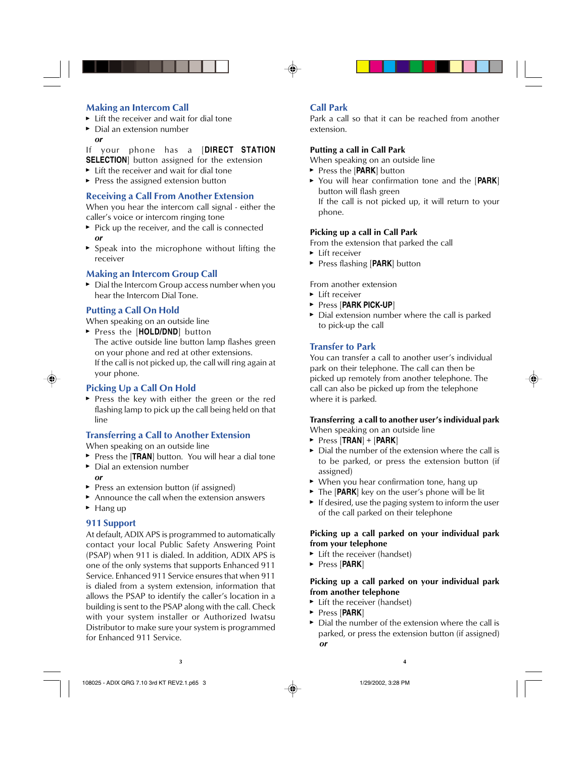## Making an Intercom Call

- Lift the receiver and wait for dial tone
- Dial an extension number

***or***

If your phone has a [**DIRECT STATION SELECTION**] button assigned for the extension

- Lift the receiver and wait for dial tone
- Press the assigned extension button

## Receiving a Call From Another Extension

When you hear the intercom call signal - either the caller's voice or intercom ringing tone

- Pick up the receiver, and the call is connected

***or***

- Speak into the microphone without lifting the receiver

## Making an Intercom Group Call

- Dial the Intercom Group access number when you hear the Intercom Dial Tone.

## Putting a Call On Hold

When speaking on an outside line

- Press the [**HOLD/DND**] button
  The active outside line button lamp flashes green on your phone and red at other extensions.
  If the call is not picked up, the call will ring again at your phone.

## Picking Up a Call On Hold

- Press the key with either the green or the red flashing lamp to pick up the call being held on that line

## Transferring a Call to Another Extension

When speaking on an outside line

- Press the [**TRAN**] button. You will hear a dial tone
- Dial an extension number

***or***

- Press an extension button (if assigned)
- Announce the call when the extension answers
- Hang up

## 911 Support

At default, ADIX APS is programmed to automatically contact your local Public Safety Answering Point (PSAP) when 911 is dialed. In addition, ADIX APS is one of the only systems that supports Enhanced 911 Service. Enhanced 911 Service ensures that when 911 is dialed from a system extension, information that allows the PSAP to identify the caller's location in a building is sent to the PSAP along with the call. Check with your system installer or Authorized Iwatsu Distributor to make sure your system is programmed for Enhanced 911 Service.

## Call Park

Park a call so that it can be reached from another extension.

**Putting a call in Call Park**

When speaking on an outside line

- Press the [**PARK**] button
- You will hear confirmation tone and the [**PARK**] button will flash green
  If the call is not picked up, it will return to your phone.

**Picking up a call in Call Park**

From the extension that parked the call

- Lift receiver
- Press flashing [**PARK**] button

From another extension

- Lift receiver
- Press [**PARK PICK-UP**]
- Dial extension number where the call is parked to pick-up the call

## Transfer to Park

You can transfer a call to another user's individual park on their telephone. The call can then be picked up remotely from another telephone. The call can also be picked up from the telephone where it is parked.

**Transferring a call to another user's individual park**

When speaking on an outside line

- Press [**TRAN**] + [**PARK**]
- Dial the number of the extension where the call is to be parked, or press the extension button (if assigned)
- When you hear confirmation tone, hang up
- The [**PARK**] key on the user's phone will be lit
- If desired, use the paging system to inform the user of the call parked on their telephone

**Picking up a call parked on your individual park from your telephone**

- Lift the receiver (handset)
- Press [**PARK**]

**Picking up a call parked on your individual park from another telephone**

- Lift the receiver (handset)
- Press [**PARK**]
- Dial the number of the extension where the call is parked, or press the extension button (if assigned)

***or***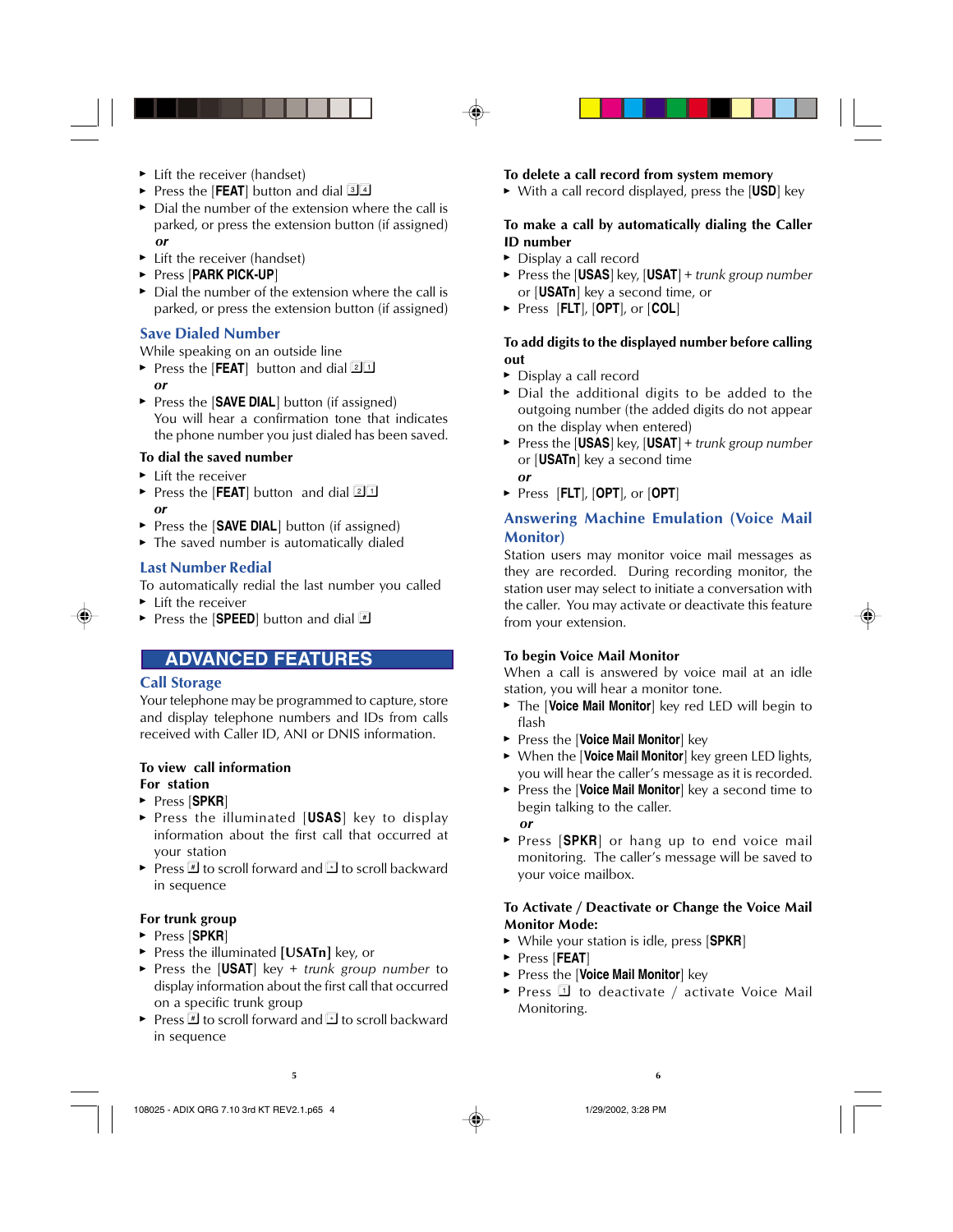- Lift the receiver (handset)
- Press the [**FEAT**] button and dial 3 4
- Dial the number of the extension where the call is parked, or press the extension button (if assigned)

***or***

- Lift the receiver (handset)
- Press [**PARK PICK-UP**]
- Dial the number of the extension where the call is parked, or press the extension button (if assigned)

## Save Dialed Number

While speaking on an outside line

- Press the [**FEAT**] button and dial 2 1

***or***

- Press the [**SAVE DIAL**] button (if assigned)
  You will hear a confirmation tone that indicates the phone number you just dialed has been saved.

**To dial the saved number**

- Lift the receiver
- Press the [**FEAT**] button and dial 2 1

***or***

- Press the [**SAVE DIAL**] button (if assigned)
- The saved number is automatically dialed

## Last Number Redial

To automatically redial the last number you called

- Lift the receiver
- Press the [**SPEED**] button and dial #

# ADVANCED FEATURES

## Call Storage

Your telephone may be programmed to capture, store and display telephone numbers and IDs from calls received with Caller ID, ANI or DNIS information.

**To view call information**

**For station**

- Press [**SPKR**]
- Press the illuminated [**USAS**] key to display information about the first call that occurred at your station
- Press # to scroll forward and * to scroll backward in sequence

**For trunk group**

- Press [**SPKR**]
- Press the illuminated **[USATn]** key, or
- Press the [**USAT**] key + *trunk group number* to display information about the first call that occurred on a specific trunk group
- Press # to scroll forward and * to scroll backward in sequence

**To delete a call record from system memory**

- With a call record displayed, press the [**USD**] key

**To make a call by automatically dialing the Caller ID number**

- Display a call record
- Press the [**USAS**] key, [**USAT**] + *trunk group number* or [**USATn**] key a second time, or
- Press [**FLT**], [**OPT**], or [**COL**]

**To add digits to the displayed number before calling out**

- Display a call record
- Dial the additional digits to be added to the outgoing number (the added digits do not appear on the display when entered)
- Press the [**USAS**] key, [**USAT**] + *trunk group number* or [**USATn**] key a second time

***or***

- Press [**FLT**], [**OPT**], or [**OPT**]

## Answering Machine Emulation (Voice Mail Monitor)

Station users may monitor voice mail messages as they are recorded. During recording monitor, the station user may select to initiate a conversation with the caller. You may activate or deactivate this feature from your extension.

**To begin Voice Mail Monitor**

When a call is answered by voice mail at an idle station, you will hear a monitor tone.

- The [**Voice Mail Monitor**] key red LED will begin to flash
- Press the [**Voice Mail Monitor**] key
- When the [**Voice Mail Monitor**] key green LED lights, you will hear the caller's message as it is recorded.
- Press the [**Voice Mail Monitor**] key a second time to begin talking to the caller.

***or***

- Press [**SPKR**] or hang up to end voice mail monitoring. The caller's message will be saved to your voice mailbox.

**To Activate / Deactivate or Change the Voice Mail Monitor Mode:**

- While your station is idle, press [**SPKR**]
- Press [**FEAT**]
- Press the [**Voice Mail Monitor**] key
- Press 1 to deactivate / activate Voice Mail Monitoring.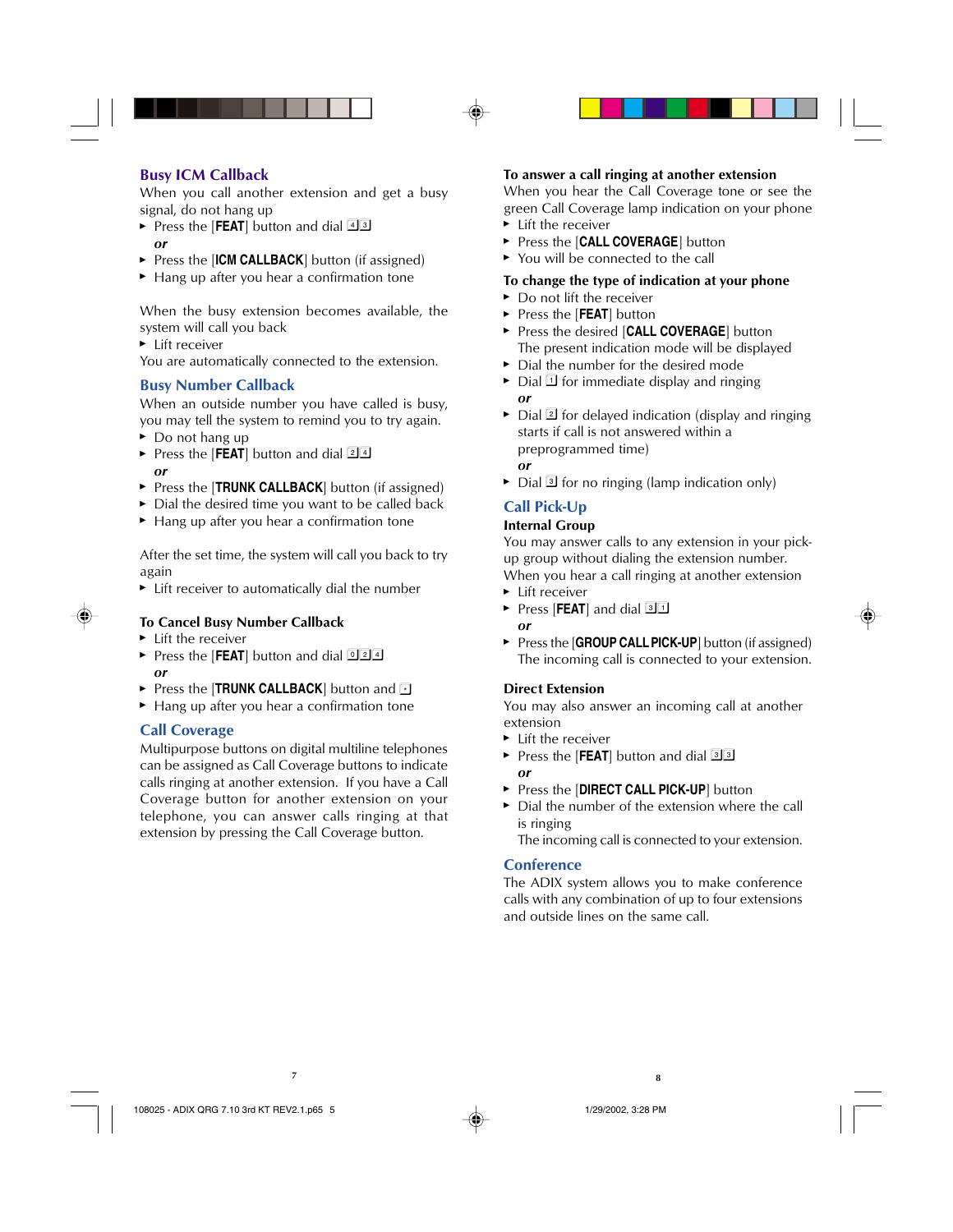## Busy ICM Callback

When you call another extension and get a busy signal, do not hang up

- Press the [**FEAT**] button and dial 4 3

***or***

- Press the [**ICM CALLBACK**] button (if assigned)
- Hang up after you hear a confirmation tone

When the busy extension becomes available, the system will call you back

- Lift receiver

You are automatically connected to the extension.

## Busy Number Callback

When an outside number you have called is busy, you may tell the system to remind you to try again.

- Do not hang up
- Press the [**FEAT**] button and dial 2 4

***or***

- Press the [**TRUNK CALLBACK**] button (if assigned)
- Dial the desired time you want to be called back
- Hang up after you hear a confirmation tone

After the set time, the system will call you back to try again

- Lift receiver to automatically dial the number

### To Cancel Busy Number Callback

- Lift the receiver
- Press the [**FEAT**] button and dial 0 2 4

***or***

- Press the [**TRUNK CALLBACK**] button and *
- Hang up after you hear a confirmation tone

## Call Coverage

Multipurpose buttons on digital multiline telephones can be assigned as Call Coverage buttons to indicate calls ringing at another extension. If you have a Call Coverage button for another extension on your telephone, you can answer calls ringing at that extension by pressing the Call Coverage button.

### To answer a call ringing at another extension

When you hear the Call Coverage tone or see the green Call Coverage lamp indication on your phone

- Lift the receiver
- Press the [**CALL COVERAGE**] button
- You will be connected to the call

### To change the type of indication at your phone

- Do not lift the receiver
- Press the [**FEAT**] button
- Press the desired [**CALL COVERAGE**] button
  The present indication mode will be displayed
- Dial the number for the desired mode
- Dial 1 for immediate display and ringing

***or***

- Dial 2 for delayed indication (display and ringing starts if call is not answered within a preprogrammed time)

***or***

- Dial 3 for no ringing (lamp indication only)

## Call Pick-Up

### Internal Group

You may answer calls to any extension in your pick-up group without dialing the extension number. When you hear a call ringing at another extension

- Lift receiver
- Press [**FEAT**] and dial 3 1

***or***

- Press the [**GROUP CALL PICK-UP**] button (if assigned)
  The incoming call is connected to your extension.

### Direct Extension

You may also answer an incoming call at another extension

- Lift the receiver
- Press the [**FEAT**] button and dial 3 3

***or***

- Press the [**DIRECT CALL PICK-UP**] button
- Dial the number of the extension where the call is ringing
  The incoming call is connected to your extension.

## Conference

The ADIX system allows you to make conference calls with any combination of up to four extensions and outside lines on the same call.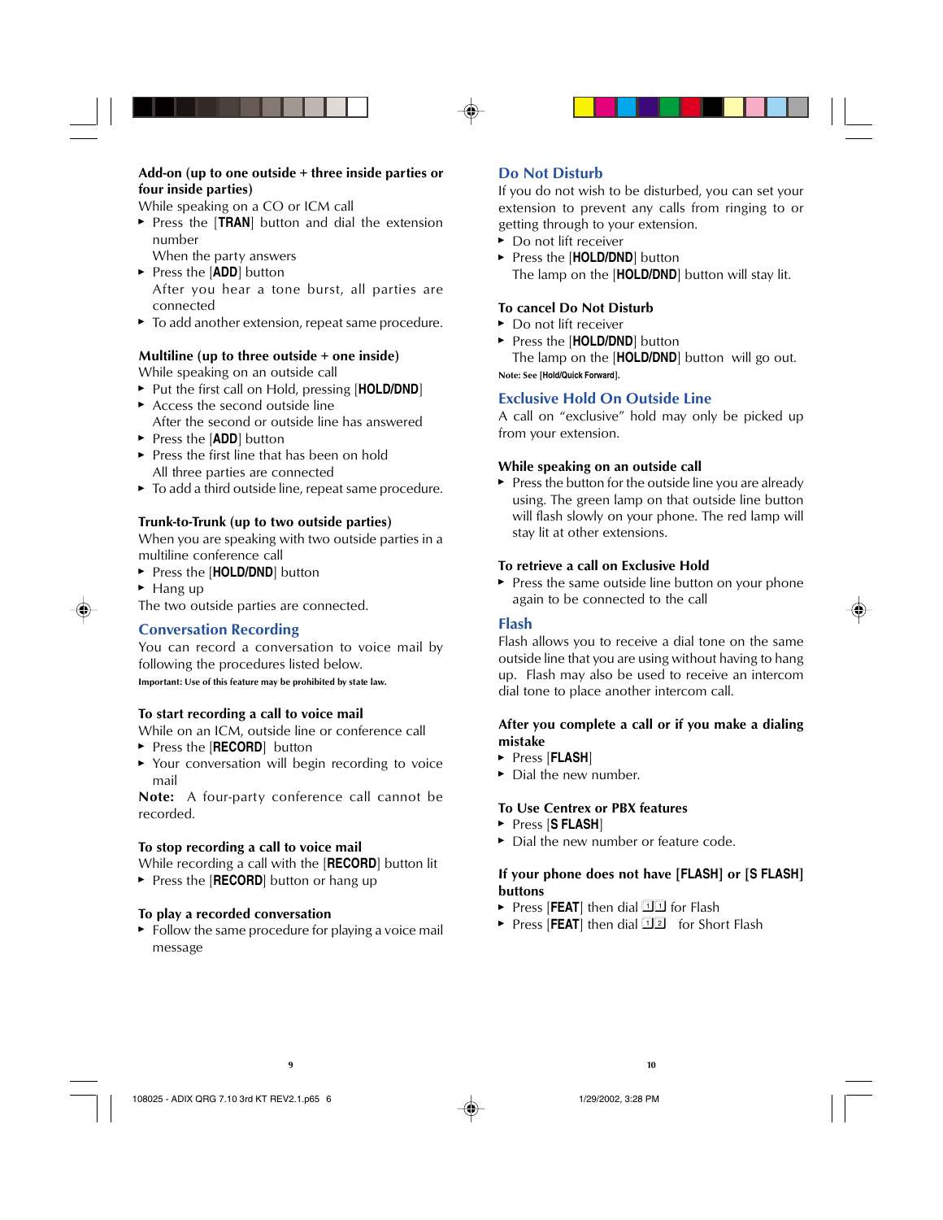**Add-on (up to one outside + three inside parties or four inside parties)**

While speaking on a CO or ICM call

- Press the [**TRAN**] button and dial the extension number

  When the party answers
- Press the [**ADD**] button

  After you hear a tone burst, all parties are connected
- To add another extension, repeat same procedure.

**Multiline (up to three outside + one inside)**

While speaking on an outside call

- Put the first call on Hold, pressing [**HOLD/DND**]
- Access the second outside line

  After the second or outside line has answered
- Press the [**ADD**] button
- Press the first line that has been on hold

  All three parties are connected
- To add a third outside line, repeat same procedure.

**Trunk-to-Trunk (up to two outside parties)**

When you are speaking with two outside parties in a multiline conference call

- Press the [**HOLD/DND**] button
- Hang up

The two outside parties are connected.

## Conversation Recording

You can record a conversation to voice mail by following the procedures listed below.

**Important: Use of this feature may be prohibited by state law.**

**To start recording a call to voice mail**

While on an ICM, outside line or conference call

- Press the [**RECORD**] button
- Your conversation will begin recording to voice mail

**Note:** A four-party conference call cannot be recorded.

**To stop recording a call to voice mail**

While recording a call with the [**RECORD**] button lit

- Press the [**RECORD**] button or hang up

**To play a recorded conversation**

- Follow the same procedure for playing a voice mail message

## Do Not Disturb

If you do not wish to be disturbed, you can set your extension to prevent any calls from ringing to or getting through to your extension.

- Do not lift receiver
- Press the [**HOLD/DND**] button

  The lamp on the [**HOLD/DND**] button will stay lit.

**To cancel Do Not Disturb**

- Do not lift receiver
- Press the [**HOLD/DND**] button

  The lamp on the [**HOLD/DND**] button will go out.

**Note: See [Hold/Quick Forward].**

## Exclusive Hold On Outside Line

A call on "exclusive" hold may only be picked up from your extension.

**While speaking on an outside call**

- Press the button for the outside line you are already using. The green lamp on that outside line button will flash slowly on your phone. The red lamp will stay lit at other extensions.

**To retrieve a call on Exclusive Hold**

- Press the same outside line button on your phone again to be connected to the call

## Flash

Flash allows you to receive a dial tone on the same outside line that you are using without having to hang up. Flash may also be used to receive an intercom dial tone to place another intercom call.

**After you complete a call or if you make a dialing mistake**

- Press [**FLASH**]
- Dial the new number.

**To Use Centrex or PBX features**

- Press [**S FLASH**]
- Dial the new number or feature code.

**If your phone does not have [FLASH] or [S FLASH] buttons**

- Press [**FEAT**] then dial 1 1 for Flash
- Press [**FEAT**] then dial 1 2 for Short Flash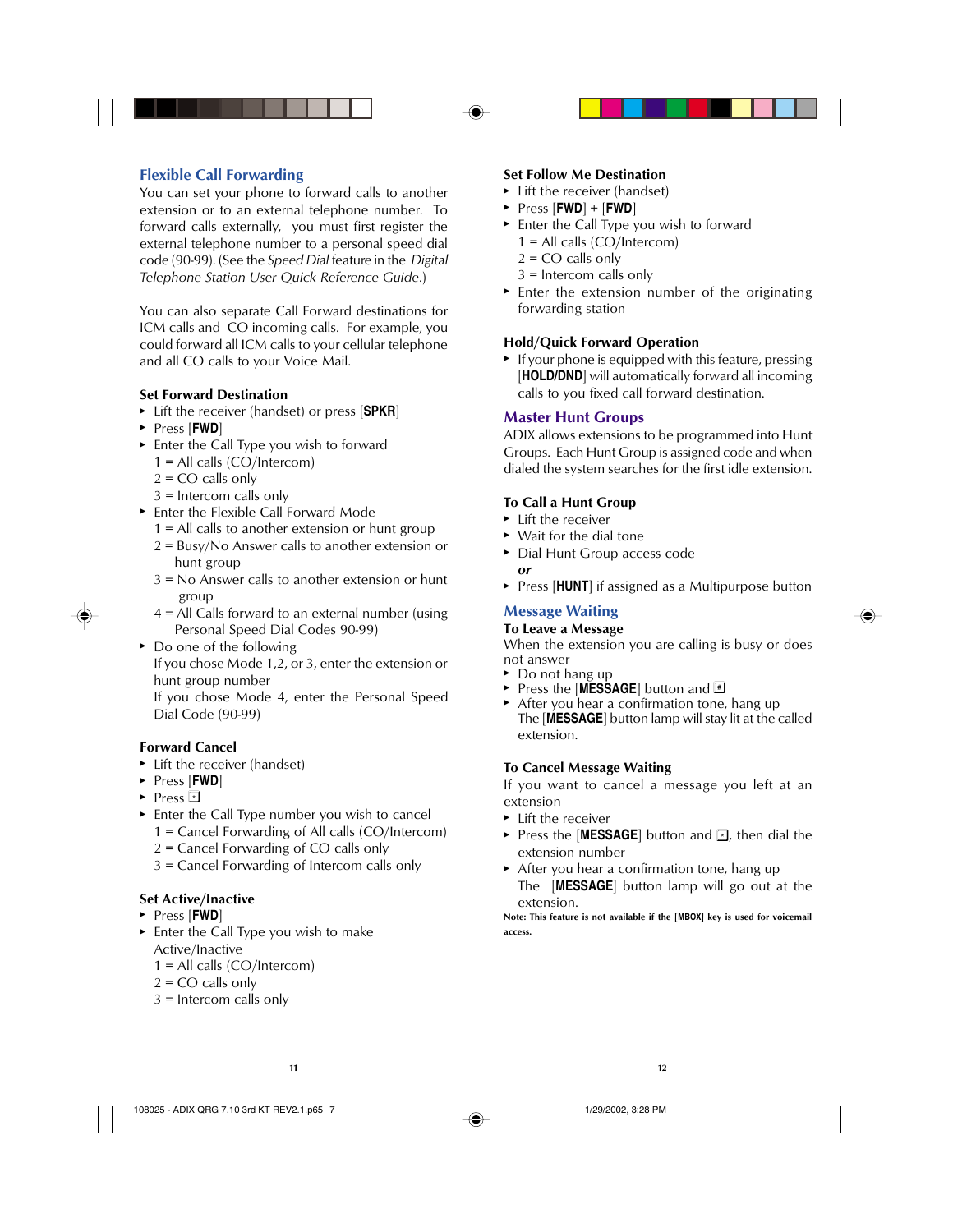## Flexible Call Forwarding

You can set your phone to forward calls to another extension or to an external telephone number. To forward calls externally, you must first register the external telephone number to a personal speed dial code (90-99). (See the *Speed Dial* feature in the *Digital Telephone Station User Quick Reference Guide*.)

You can also separate Call Forward destinations for ICM calls and CO incoming calls. For example, you could forward all ICM calls to your cellular telephone and all CO calls to your Voice Mail.

### Set Forward Destination

- Lift the receiver (handset) or press [**SPKR**]
- Press [**FWD**]
- Enter the Call Type you wish to forward
  1 = All calls (CO/Intercom)
  2 = CO calls only
  3 = Intercom calls only
- Enter the Flexible Call Forward Mode
  1 = All calls to another extension or hunt group
  2 = Busy/No Answer calls to another extension or hunt group
  3 = No Answer calls to another extension or hunt group
  4 = All Calls forward to an external number (using Personal Speed Dial Codes 90-99)
- Do one of the following
  If you chose Mode 1,2, or 3, enter the extension or hunt group number
  If you chose Mode 4, enter the Personal Speed Dial Code (90-99)

### Forward Cancel

- Lift the receiver (handset)
- Press [**FWD**]
- Press *
- Enter the Call Type number you wish to cancel
  1 = Cancel Forwarding of All calls (CO/Intercom)
  2 = Cancel Forwarding of CO calls only
  3 = Cancel Forwarding of Intercom calls only

### Set Active/Inactive

- Press [**FWD**]
- Enter the Call Type you wish to make Active/Inactive
  1 = All calls (CO/Intercom)
  2 = CO calls only
  3 = Intercom calls only

### Set Follow Me Destination

- Lift the receiver (handset)
- Press [**FWD**] + [**FWD**]
- Enter the Call Type you wish to forward
  1 = All calls (CO/Intercom)
  2 = CO calls only
  3 = Intercom calls only
- Enter the extension number of the originating forwarding station

### Hold/Quick Forward Operation

- If your phone is equipped with this feature, pressing [**HOLD/DND**] will automatically forward all incoming calls to you fixed call forward destination.

## Master Hunt Groups

ADIX allows extensions to be programmed into Hunt Groups. Each Hunt Group is assigned code and when dialed the system searches for the first idle extension.

### To Call a Hunt Group

- Lift the receiver
- Wait for the dial tone
- Dial Hunt Group access code

*or*

- Press [**HUNT**] if assigned as a Multipurpose button

## Message Waiting

### To Leave a Message

When the extension you are calling is busy or does not answer

- Do not hang up
- Press the [**MESSAGE**] button and #
- After you hear a confirmation tone, hang up
  The [**MESSAGE**] button lamp will stay lit at the called extension.

### To Cancel Message Waiting

If you want to cancel a message you left at an extension

- Lift the receiver
- Press the [**MESSAGE**] button and *, then dial the extension number
- After you hear a confirmation tone, hang up
  The [**MESSAGE**] button lamp will go out at the extension.

**Note: This feature is not available if the [MBOX] key is used for voicemail access.**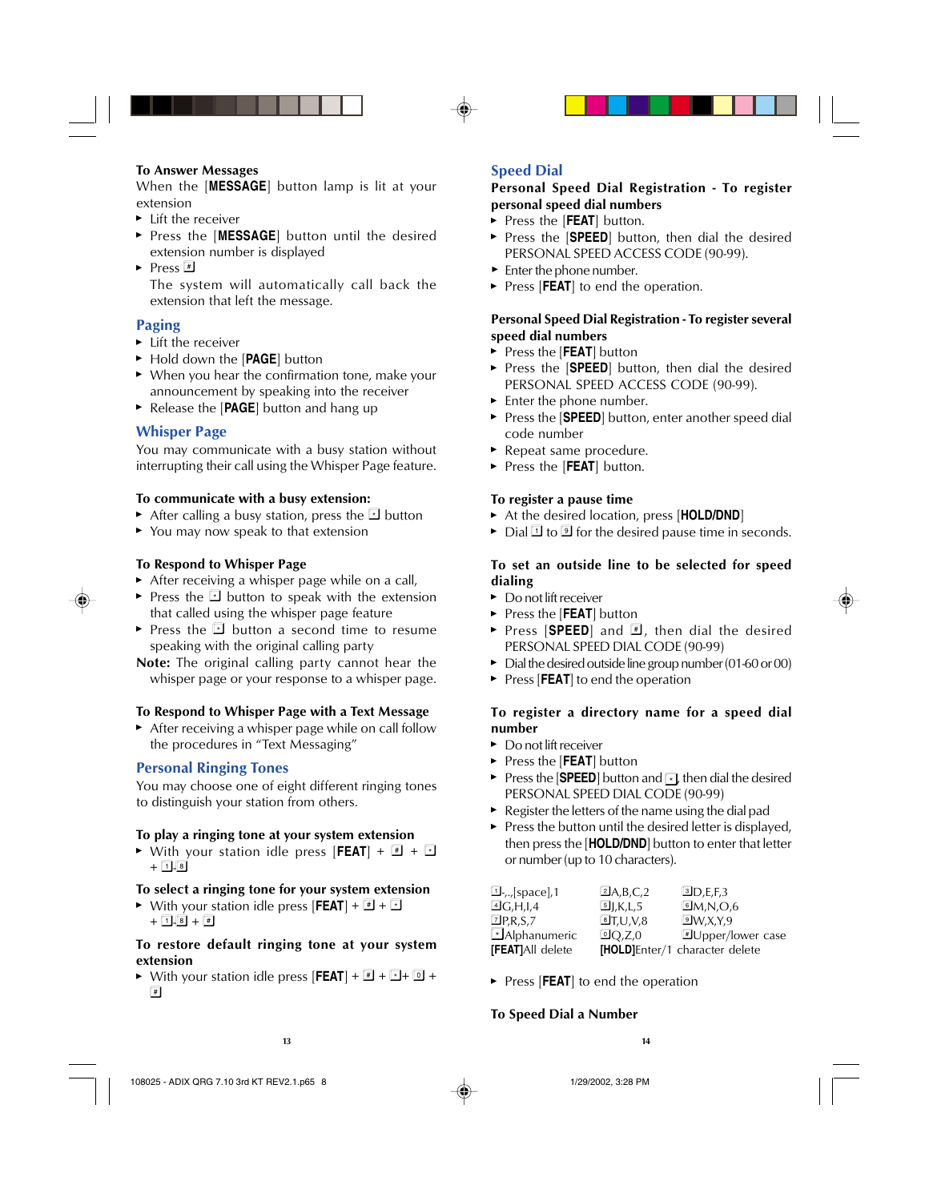**To Answer Messages**

When the [**MESSAGE**] button lamp is lit at your extension

- Lift the receiver
- Press the [**MESSAGE**] button until the desired extension number is displayed
- Press #

  The system will automatically call back the extension that left the message.

## Paging

- Lift the receiver
- Hold down the [**PAGE**] button
- When you hear the confirmation tone, make your announcement by speaking into the receiver
- Release the [**PAGE**] button and hang up

## Whisper Page

You may communicate with a busy station without interrupting their call using the Whisper Page feature.

**To communicate with a busy extension:**

- After calling a busy station, press the * button
- You may now speak to that extension

**To Respond to Whisper Page**

- After receiving a whisper page while on a call,
- Press the * button to speak with the extension that called using the whisper page feature
- Press the * button a second time to resume speaking with the original calling party

**Note:** The original calling party cannot hear the whisper page or your response to a whisper page.

**To Respond to Whisper Page with a Text Message**

- After receiving a whisper page while on call follow the procedures in "Text Messaging"

## Personal Ringing Tones

You may choose one of eight different ringing tones to distinguish your station from others.

**To play a ringing tone at your system extension**

- With your station idle press [**FEAT**] + # + * + 1-8

**To select a ringing tone for your system extension**

- With your station idle press [**FEAT**] + # + * + 1-8 + #

**To restore default ringing tone at your system extension**

- With your station idle press [**FEAT**] + # + *+ 0 + #

## Speed Dial

**Personal Speed Dial Registration - To register personal speed dial numbers**

- Press the [**FEAT**] button.
- Press the [**SPEED**] button, then dial the desired PERSONAL SPEED ACCESS CODE (90-99).
- Enter the phone number.
- Press [**FEAT**] to end the operation.

**Personal Speed Dial Registration - To register several speed dial numbers**

- Press the [**FEAT**] button
- Press the [**SPEED**] button, then dial the desired PERSONAL SPEED ACCESS CODE (90-99).
- Enter the phone number.
- Press the [**SPEED**] button, enter another speed dial code number
- Repeat same procedure.
- Press the [**FEAT**] button.

**To register a pause time**

- At the desired location, press [**HOLD/DND**]
- Dial 1 to 9 for the desired pause time in seconds.

**To set an outside line to be selected for speed dialing**

- Do not lift receiver
- Press the [**FEAT**] button
- Press [**SPEED**] and #, then dial the desired PERSONAL SPEED DIAL CODE (90-99)
- Dial the desired outside line group number (01-60 or 00)
- Press [**FEAT**] to end the operation

**To register a directory name for a speed dial number**

- Do not lift receiver
- Press the [**FEAT**] button
- Press the [**SPEED**] button and *, then dial the desired PERSONAL SPEED DIAL CODE (90-99)
- Register the letters of the name using the dial pad
- Press the button until the desired letter is displayed, then press the [**HOLD/DND**] button to enter that letter or number (up to 10 characters).

| | | |
|---|---|---|
| 1 -,.,[space],1 | 2 A,B,C,2 | 3 D,E,F,3 |
| 4 G,H,I,4 | 5 J,K,L,5 | 6 M,N,O,6 |
| 7 P,R,S,7 | 8 T,U,V,8 | 9 W,X,Y,9 |
| * Alphanumeric | 0 Q,Z,0 | # Upper/lower case |
| **[FEAT]** All delete | **[HOLD]** Enter/1 character delete | |

- Press [**FEAT**] to end the operation

**To Speed Dial a Number**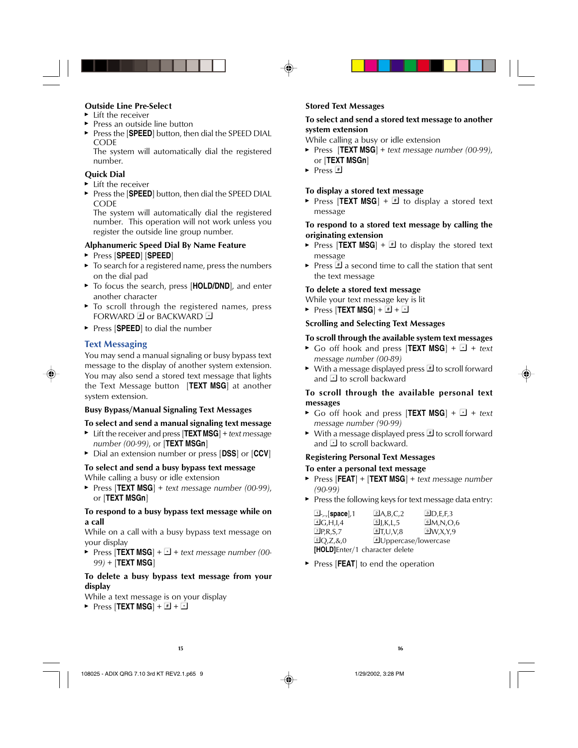**Outside Line Pre-Select**

- Lift the receiver
- Press an outside line button
- Press the [**SPEED**] button, then dial the SPEED DIAL CODE
  The system will automatically dial the registered number.

**Quick Dial**

- Lift the receiver
- Press the [**SPEED**] button, then dial the SPEED DIAL CODE
  The system will automatically dial the registered number. This operation will not work unless you register the outside line group number.

**Alphanumeric Speed Dial By Name Feature**

- Press [**SPEED**] [**SPEED**]
- To search for a registered name, press the numbers on the dial pad
- To focus the search, press [**HOLD/DND**], and enter another character
- To scroll through the registered names, press FORWARD # or BACKWARD *
- Press [**SPEED**] to dial the number

## Text Messaging

You may send a manual signaling or busy bypass text message to the display of another system extension. You may also send a stored text message that lights the Text Message button [**TEXT MSG**] at another system extension.

**Busy Bypass/Manual Signaling Text Messages**

**To select and send a manual signaling text message**

- Lift the receiver and press [**TEXT MSG**] + *text message number (00-99)*, or [**TEXT MSGn**]
- Dial an extension number or press [**DSS**] or [**CCV**]

**To select and send a busy bypass text message**

While calling a busy or idle extension

- Press [**TEXT MSG**] + *text message number (00-99)*, or [**TEXT MSGn**]

**To respond to a busy bypass text message while on a call**

While on a call with a busy bypass text message on your display

- Press [**TEXT MSG**] + * + *text message number (00-99)* + [**TEXT MSG**]

**To delete a busy bypass text message from your display**

While a text message is on your display

- Press [**TEXT MSG**] + # + *

**Stored Text Messages**

**To select and send a stored text message to another system extension**

While calling a busy or idle extension

- Press [**TEXT MSG**] + *text message number (00-99)*, or [**TEXT MSGn**]
- Press #

**To display a stored text message**

- Press [**TEXT MSG**] + # to display a stored text message

**To respond to a stored text message by calling the originating extension**

- Press [**TEXT MSG**] + # to display the stored text message
- Press # a second time to call the station that sent the text message

**To delete a stored text message**

While your text message key is lit

- Press [**TEXT MSG**] + # + *

**Scrolling and Selecting Text Messages**

**To scroll through the available system text messages**

- Go off hook and press [**TEXT MSG**] + * + *text message number (00-89)*
- With a message displayed press # to scroll forward and * to scroll backward

**To scroll through the available personal text messages**

- Go off hook and press [**TEXT MSG**] + * + *text message number (90-99)*
- With a message displayed press # to scroll forward and * to scroll backward.

**Registering Personal Text Messages**

**To enter a personal text message**

- Press [**FEAT**] + [**TEXT MSG**] + *text message number (90-99)*
- Press the following keys for text message data entry:

| | | |
|---|---|---|
| 1 -,.,[**space**],1 | 2 A,B,C,2 | 3 D,E,F,3 |
| 4 G,H,I,4 | 5 J,K,L,5 | 6 M,N,O,6 |
| 7 P,R,S,7 | 8 T,U,V,8 | 9 W,X,Y,9 |
| 0 Q,Z,&,0 | # Uppercase/lowercase | |

[**HOLD**]Enter/1 character delete

- Press [**FEAT**] to end the operation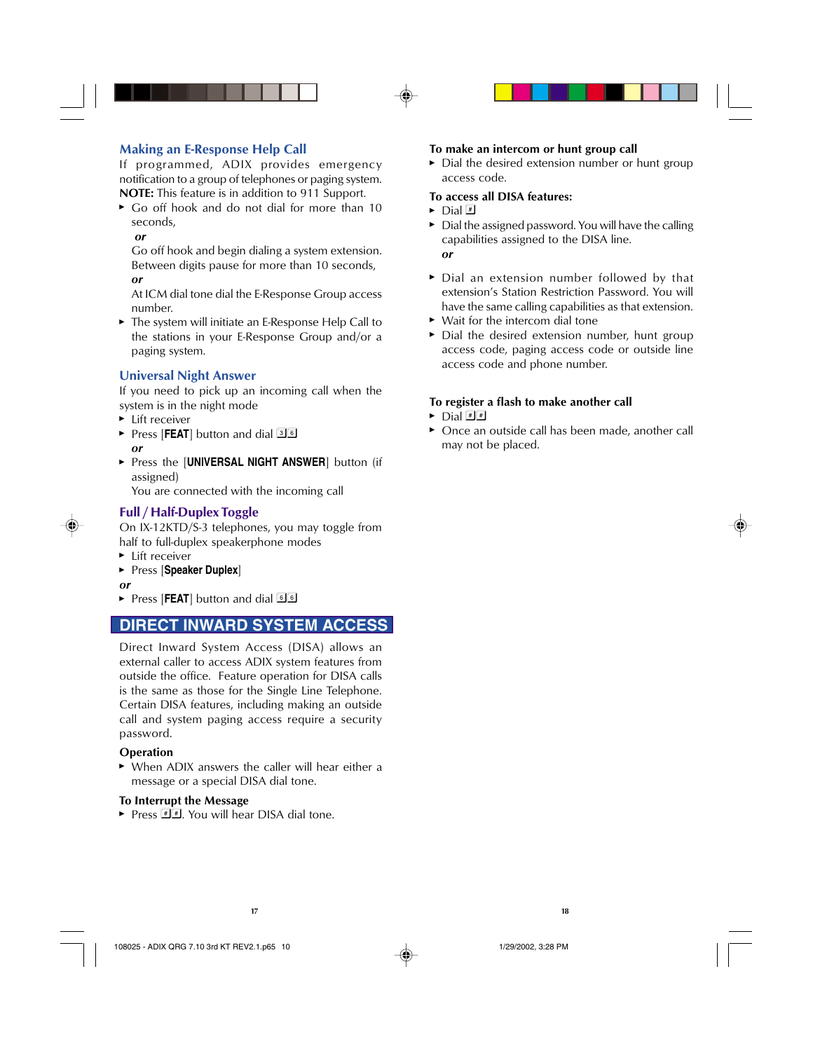## Making an E-Response Help Call

If programmed, ADIX provides emergency notification to a group of telephones or paging system.

**NOTE:** This feature is in addition to 911 Support.

- Go off hook and do not dial for more than 10 seconds,

  ***or***

  Go off hook and begin dialing a system extension. Between digits pause for more than 10 seconds,

  ***or***

  At ICM dial tone dial the E-Response Group access number.
- The system will initiate an E-Response Help Call to the stations in your E-Response Group and/or a paging system.

## Universal Night Answer

If you need to pick up an incoming call when the system is in the night mode

- Lift receiver
- Press [**FEAT**] button and dial 3 6

  ***or***
- Press the [**UNIVERSAL NIGHT ANSWER**] button (if assigned)

  You are connected with the incoming call

## Full / Half-Duplex Toggle

On IX-12KTD/S-3 telephones, you may toggle from half to full-duplex speakerphone modes

- Lift receiver
- Press [**Speaker Duplex**]

***or***

- Press [**FEAT**] button and dial 6 6

# DIRECT INWARD SYSTEM ACCESS

Direct Inward System Access (DISA) allows an external caller to access ADIX system features from outside the office. Feature operation for DISA calls is the same as those for the Single Line Telephone. Certain DISA features, including making an outside call and system paging access require a security password.

### Operation

- When ADIX answers the caller will hear either a message or a special DISA dial tone.

### To Interrupt the Message

- Press # #. You will hear DISA dial tone.

### To make an intercom or hunt group call

- Dial the desired extension number or hunt group access code.

### To access all DISA features:

- Dial #
- Dial the assigned password. You will have the calling capabilities assigned to the DISA line.

  ***or***
- Dial an extension number followed by that extension's Station Restriction Password. You will have the same calling capabilities as that extension.
- Wait for the intercom dial tone
- Dial the desired extension number, hunt group access code, paging access code or outside line access code and phone number.

### To register a flash to make another call

- Dial # #
- Once an outside call has been made, another call may not be placed.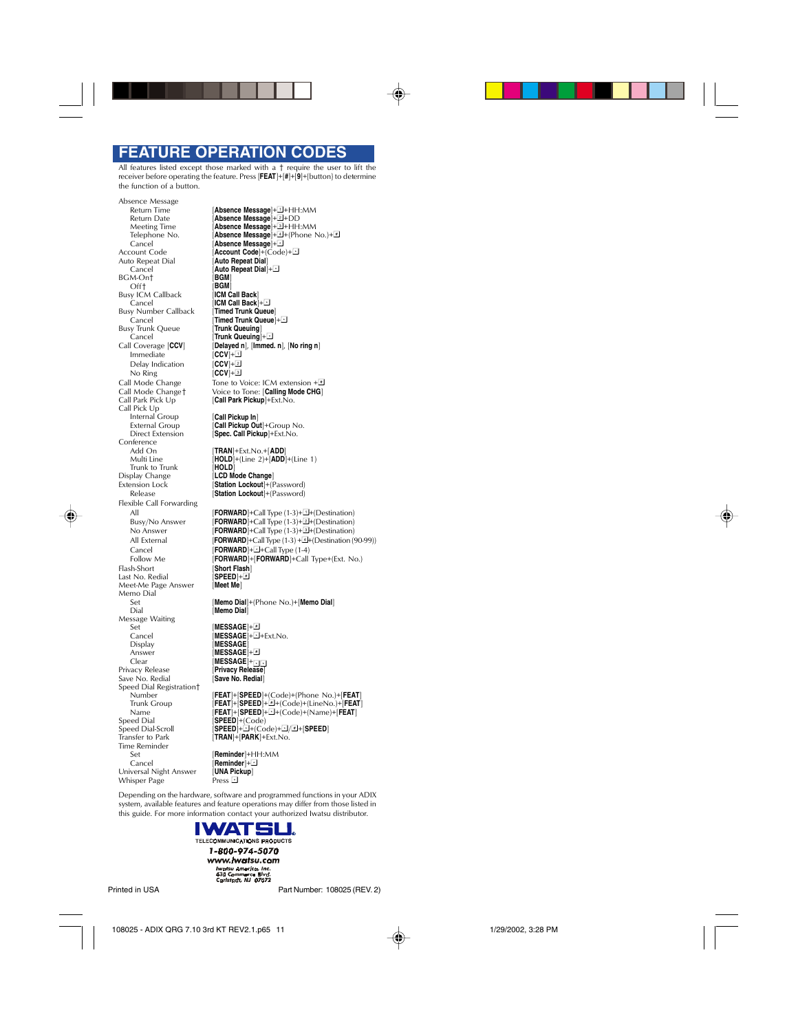# FEATURE OPERATION CODES

All features listed except those marked with a † require the user to lift the receiver before operating the feature. Press [**FEAT**]+[**#**]+[**9**]+[button] to determine the function of a button.

| | |
|---|---|
| Absence Message | |
| Return Time | [**Absence Message**]+1+HH:MM |
| Return Date | [**Absence Message**]+2+DD |
| Meeting Time | [**Absence Message**]+3+HH:MM |
| Telephone No. | [**Absence Message**]+4+(Phone No.)+# |
| Cancel | [**Absence Message**]+* |
| Account Code | [**Account Code**]+(Code)+* |
| Auto Repeat Dial | [**Auto Repeat Dial**] |
| Cancel | [**Auto Repeat Dial**]+* |
| BGM-On† | [**BGM**] |
| Off† | [**BGM**] |
| Busy ICM Callback | [**ICM Call Back**] |
| Cancel | [**ICM Call Back**]+* |
| Busy Number Callback | [**Timed Trunk Queue**] |
| Cancel | [**Timed Trunk Queue**]+* |
| Busy Trunk Queue | [**Trunk Queuing**] |
| Cancel | [**Trunk Queuing**]+* |
| Call Coverage [**CCV**] | [**Delayed n**], [**Immed. n**], [**No ring n**] |
| Immediate | [**CCV**]+1 |
| Delay Indication | [**CCV**]+2 |
| No Ring | [**CCV**]+3 |
| Call Mode Change | Tone to Voice: ICM extension +# |
| Call Mode Change† | Voice to Tone: [**Calling Mode CHG**] |
| Call Park Pick Up | [**Call Park Pickup**]+Ext.No. |
| Call Pick Up | |
| Internal Group | [**Call Pickup In**] |
| External Group | [**Call Pickup Out**]+Group No. |
| Direct Extension | [**Spec. Call Pickup**]+Ext.No. |
| Conference | |
| Add On | [**TRAN**]+Ext.No.+[**ADD**] |
| Multi Line | [**HOLD**]+(Line 2)+[**ADD**]+(Line 1) |
| Trunk to Trunk | [**HOLD**] |
| Display Change | [**LCD Mode Change**] |
| Extension Lock | [**Station Lockout**]+(Password) |
| Release | [**Station Lockout**]+(Password) |
| Flexible Call Forwarding | |
| All | [**FORWARD**]+Call Type (1-3)+1+(Destination) |
| Busy/No Answer | [**FORWARD**]+Call Type (1-3)+2+(Destination) |
| No Answer | [**FORWARD**]+Call Type (1-3)+3+(Destination) |
| All External | [**FORWARD**]+Call Type (1-3) +4+(Destination (90-99)) |
| Cancel | [**FORWARD**]+*+Call Type (1-4) |
| Follow Me | [**FORWARD**]+[**FORWARD**]+Call Type+(Ext. No.) |
| Flash-Short | [**Short Flash**] |
| Last No. Redial | [**SPEED**]+# |
| Meet-Me Page Answer | [**Meet Me**] |
| Memo Dial | |
| Set | [**Memo Dial**]+(Phone No.)+[**Memo Dial**] |
| Dial | [**Memo Dial**] |
| Message Waiting | |
| Set | [**MESSAGE**]+# |
| Cancel | [**MESSAGE**]+*+Ext.No. |
| Display | [**MESSAGE**] |
| Answer | [**MESSAGE**]+# |
| Clear | [**MESSAGE**]+** |
| Privacy Release | [**Privacy Release**] |
| Save No. Redial | [**Save No. Redial**] |
| Speed Dial Registration† | |
| Number | [**FEAT**]+[**SPEED**]+(Code)+(Phone No.)+[**FEAT**] |
| Trunk Group | [**FEAT**]+[**SPEED**]+#+(Code)+(LineNo.)+[**FEAT**] |
| Name | [**FEAT**]+[**SPEED**]+*+(Code)+(Name)+[**FEAT**] |
| Speed Dial | [**SPEED**]+(Code) |
| Speed Dial-Scroll | [**SPEED**]+*+(Code)+*/#+[**SPEED**] |
| Transfer to Park | [**TRAN**]+[**PARK**]+Ext.No. |
| Time Reminder | |
| Set | [**Reminder**]+HH:MM |
| Cancel | [**Reminder**]+* |
| Universal Night Answer | [**UNA Pickup**] |
| Whisper Page | Press * |

Depending on the hardware, software and programmed functions in your ADIX system, available features and feature operations may differ from those listed in this guide. For more information contact your authorized Iwatsu distributor.

IWATSU
TELECOMMUNICATIONS PRODUCTS
1-800-974-5070
www.iwatsu.com
Iwatsu America, Inc.
430 Commerce Blvd.
Carlstadt, NJ 07072

Printed in USA

Part Number: 108025 (REV. 2)